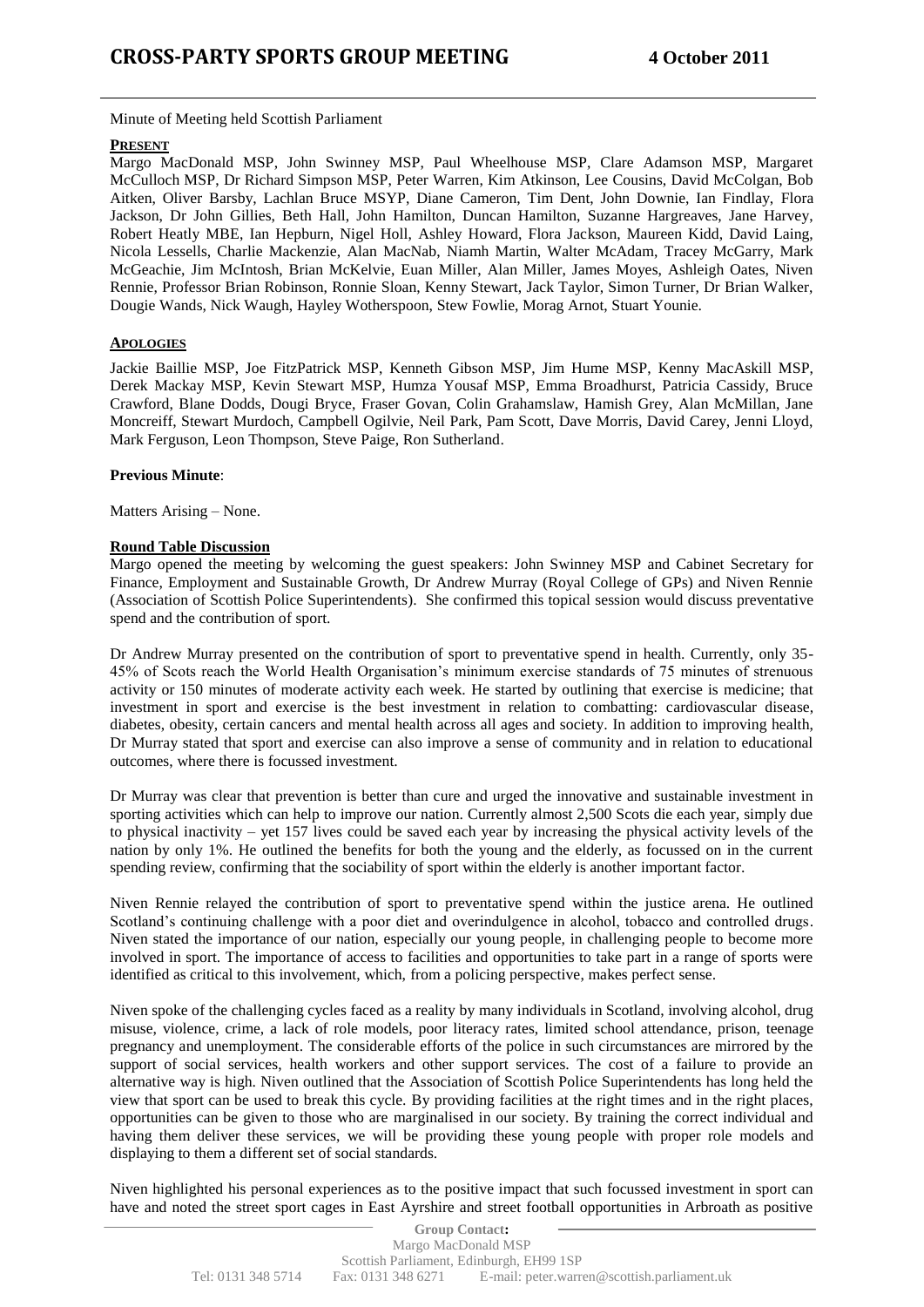# CROSS-PARTY SPORTS GROUP MEETING 4 October 2011

Minute of Meeting held Scottish Parliament

**PRESENT**

Margo MacDonald MSP, John Swinney MSP, Paul Wheelhouse MSP, Clare Adamson MSP, Margaret McCulloch MSP, Dr Richard Simpson MSP, Peter Warren, Kim Atkinson, Lee Cousins, David McColgan, Bob Aitken, Oliver Barsby, Lachlan Bruce MSYP, Diane Cameron, Tim Dent, John Downie, Ian Findlay, Flora Jackson, Dr John Gillies, Beth Hall, John Hamilton, Duncan Hamilton, Suzanne Hargreaves, Jane Harvey, Robert Heatly MBE, Ian Hepburn, Nigel Holl, Ashley Howard, Flora Jackson, Maureen Kidd, David Laing, Nicola Lessells, Charlie Mackenzie, Alan MacNab, Niamh Martin, Walter McAdam, Tracey McGarry, Mark McGeachie, Jim McIntosh, Brian McKelvie, Euan Miller, Alan Miller, James Moyes, Ashleigh Oates, Niven Rennie, Professor Brian Robinson, Ronnie Sloan, Kenny Stewart, Jack Taylor, Simon Turner, Dr Brian Walker, Dougie Wands, Nick Waugh, Hayley Wotherspoon, Stew Fowlie, Morag Arnot, Stuart Younie.

**APOLOGIES**

Jackie Baillie MSP, Joe FitzPatrick MSP, Kenneth Gibson MSP, Jim Hume MSP, Kenny MacAskill MSP, Derek Mackay MSP, Kevin Stewart MSP, Humza Yousaf MSP, Emma Broadhurst, Patricia Cassidy, Bruce Crawford, Blane Dodds, Dougi Bryce, Fraser Govan, Colin Grahamslaw, Hamish Grey, Alan McMillan, Jane Moncreiff, Stewart Murdoch, Campbell Ogilvie, Neil Park, Pam Scott, Dave Morris, David Carey, Jenni Lloyd, Mark Ferguson, Leon Thompson, Steve Paige, Ron Sutherland.

**Previous Minute**:

Matters Arising – None.

**Round Table Discussion**

Margo opened the meeting by welcoming the guest speakers: John Swinney MSP and Cabinet Secretary for Finance, Employment and Sustainable Growth, Dr Andrew Murray (Royal College of GPs) and Niven Rennie (Association of Scottish Police Superintendents). She confirmed this topical session would discuss preventative spend and the contribution of sport.

Dr Andrew Murray presented on the contribution of sport to preventative spend in health. Currently, only 35-45% of Scots reach the World Health Organisation's minimum exercise standards of 75 minutes of strenuous activity or 150 minutes of moderate activity each week. He started by outlining that exercise is medicine; that investment in sport and exercise is the best investment in relation to combatting: cardiovascular disease, diabetes, obesity, certain cancers and mental health across all ages and society. In addition to improving health, Dr Murray stated that sport and exercise can also improve a sense of community and in relation to educational outcomes, where there is focussed investment.

Dr Murray was clear that prevention is better than cure and urged the innovative and sustainable investment in sporting activities which can help to improve our nation. Currently almost 2,500 Scots die each year, simply due to physical inactivity – yet 157 lives could be saved each year by increasing the physical activity levels of the nation by only 1%. He outlined the benefits for both the young and the elderly, as focussed on in the current spending review, confirming that the sociability of sport within the elderly is another important factor.

Niven Rennie relayed the contribution of sport to preventative spend within the justice arena. He outlined Scotland's continuing challenge with a poor diet and overindulgence in alcohol, tobacco and controlled drugs. Niven stated the importance of our nation, especially our young people, in challenging people to become more involved in sport. The importance of access to facilities and opportunities to take part in a range of sports were identified as critical to this involvement, which, from a policing perspective, makes perfect sense.

Niven spoke of the challenging cycles faced as a reality by many individuals in Scotland, involving alcohol, drug misuse, violence, crime, a lack of role models, poor literacy rates, limited school attendance, prison, teenage pregnancy and unemployment. The considerable efforts of the police in such circumstances are mirrored by the support of social services, health workers and other support services. The cost of a failure to provide an alternative way is high. Niven outlined that the Association of Scottish Police Superintendents has long held the view that sport can be used to break this cycle. By providing facilities at the right times and in the right places, opportunities can be given to those who are marginalised in our society. By training the correct individual and having them deliver these services, we will be providing these young people with proper role models and displaying to them a different set of social standards.

Niven highlighted his personal experiences as to the positive impact that such focussed investment in sport can have and noted the street sport cages in East Ayrshire and street football opportunities in Arbroath as positive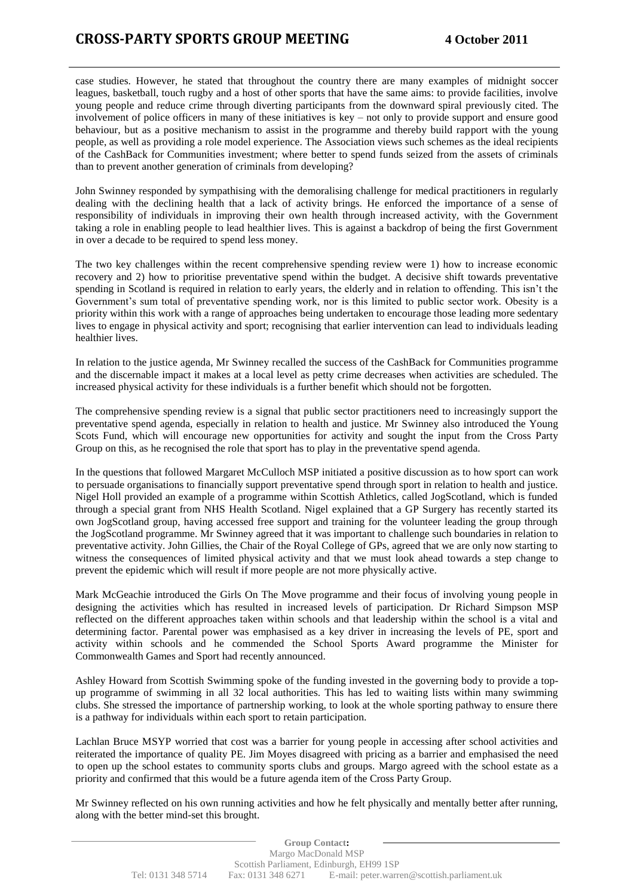case studies. However, he stated that throughout the country there are many examples of midnight soccer leagues, basketball, touch rugby and a host of other sports that have the same aims: to provide facilities, involve young people and reduce crime through diverting participants from the downward spiral previously cited. The involvement of police officers in many of these initiatives is key – not only to provide support and ensure good behaviour, but as a positive mechanism to assist in the programme and thereby build rapport with the young people, as well as providing a role model experience. The Association views such schemes as the ideal recipients of the CashBack for Communities investment; where better to spend funds seized from the assets of criminals than to prevent another generation of criminals from developing?

John Swinney responded by sympathising with the demoralising challenge for medical practitioners in regularly dealing with the declining health that a lack of activity brings. He enforced the importance of a sense of responsibility of individuals in improving their own health through increased activity, with the Government taking a role in enabling people to lead healthier lives. This is against a backdrop of being the first Government in over a decade to be required to spend less money.

The two key challenges within the recent comprehensive spending review were 1) how to increase economic recovery and 2) how to prioritise preventative spend within the budget. A decisive shift towards preventative spending in Scotland is required in relation to early years, the elderly and in relation to offending. This isn't the Government's sum total of preventative spending work, nor is this limited to public sector work. Obesity is a priority within this work with a range of approaches being undertaken to encourage those leading more sedentary lives to engage in physical activity and sport; recognising that earlier intervention can lead to individuals leading healthier lives.

In relation to the justice agenda, Mr Swinney recalled the success of the CashBack for Communities programme and the discernable impact it makes at a local level as petty crime decreases when activities are scheduled. The increased physical activity for these individuals is a further benefit which should not be forgotten.

The comprehensive spending review is a signal that public sector practitioners need to increasingly support the preventative spend agenda, especially in relation to health and justice. Mr Swinney also introduced the Young Scots Fund, which will encourage new opportunities for activity and sought the input from the Cross Party Group on this, as he recognised the role that sport has to play in the preventative spend agenda.

In the questions that followed Margaret McCulloch MSP initiated a positive discussion as to how sport can work to persuade organisations to financially support preventative spend through sport in relation to health and justice. Nigel Holl provided an example of a programme within Scottish Athletics, called JogScotland, which is funded through a special grant from NHS Health Scotland. Nigel explained that a GP Surgery has recently started its own JogScotland group, having accessed free support and training for the volunteer leading the group through the JogScotland programme. Mr Swinney agreed that it was important to challenge such boundaries in relation to preventative activity. John Gillies, the Chair of the Royal College of GPs, agreed that we are only now starting to witness the consequences of limited physical activity and that we must look ahead towards a step change to prevent the epidemic which will result if more people are not more physically active.

Mark McGeachie introduced the Girls On The Move programme and their focus of involving young people in designing the activities which has resulted in increased levels of participation. Dr Richard Simpson MSP reflected on the different approaches taken within schools and that leadership within the school is a vital and determining factor. Parental power was emphasised as a key driver in increasing the levels of PE, sport and activity within schools and he commended the School Sports Award programme the Minister for Commonwealth Games and Sport had recently announced.

Ashley Howard from Scottish Swimming spoke of the funding invested in the governing body to provide a top-up programme of swimming in all 32 local authorities. This has led to waiting lists within many swimming clubs. She stressed the importance of partnership working, to look at the whole sporting pathway to ensure there is a pathway for individuals within each sport to retain participation.

Lachlan Bruce MSYP worried that cost was a barrier for young people in accessing after school activities and reiterated the importance of quality PE. Jim Moyes disagreed with pricing as a barrier and emphasised the need to open up the school estates to community sports clubs and groups. Margo agreed with the school estate as a priority and confirmed that this would be a future agenda item of the Cross Party Group.

Mr Swinney reflected on his own running activities and how he felt physically and mentally better after running, along with the better mind-set this brought.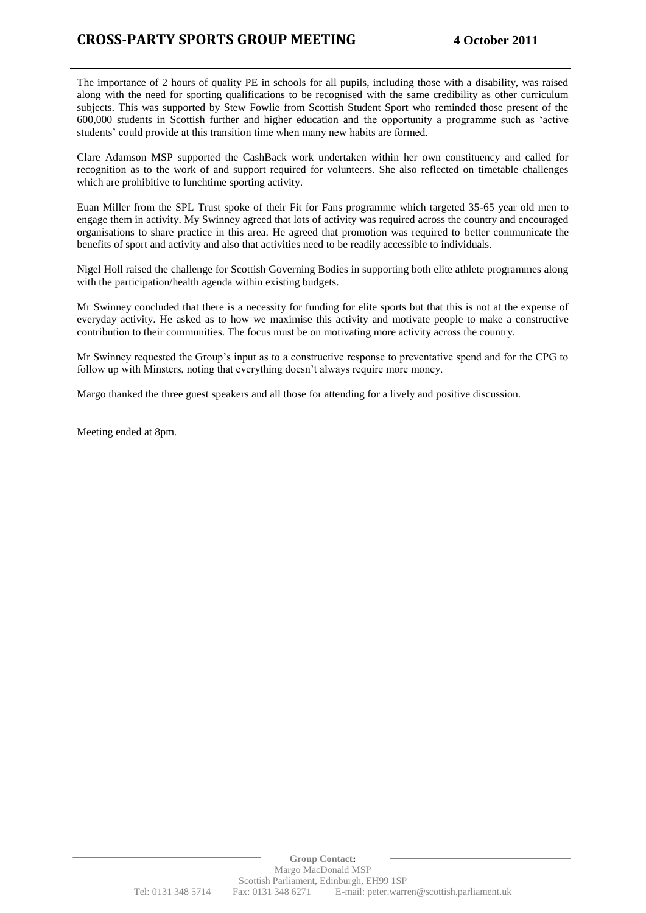The importance of 2 hours of quality PE in schools for all pupils, including those with a disability, was raised along with the need for sporting qualifications to be recognised with the same credibility as other curriculum subjects. This was supported by Stew Fowlie from Scottish Student Sport who reminded those present of the 600,000 students in Scottish further and higher education and the opportunity a programme such as 'active students' could provide at this transition time when many new habits are formed.

Clare Adamson MSP supported the CashBack work undertaken within her own constituency and called for recognition as to the work of and support required for volunteers. She also reflected on timetable challenges which are prohibitive to lunchtime sporting activity.

Euan Miller from the SPL Trust spoke of their Fit for Fans programme which targeted 35-65 year old men to engage them in activity. My Swinney agreed that lots of activity was required across the country and encouraged organisations to share practice in this area. He agreed that promotion was required to better communicate the benefits of sport and activity and also that activities need to be readily accessible to individuals.

Nigel Holl raised the challenge for Scottish Governing Bodies in supporting both elite athlete programmes along with the participation/health agenda within existing budgets.

Mr Swinney concluded that there is a necessity for funding for elite sports but that this is not at the expense of everyday activity. He asked as to how we maximise this activity and motivate people to make a constructive contribution to their communities. The focus must be on motivating more activity across the country.

Mr Swinney requested the Group's input as to a constructive response to preventative spend and for the CPG to follow up with Minsters, noting that everything doesn't always require more money.

Margo thanked the three guest speakers and all those for attending for a lively and positive discussion.

Meeting ended at 8pm.

**Group Contact:**
Margo MacDonald MSP
Scottish Parliament, Edinburgh, EH99 1SP
Tel: 0131 348 5714 Fax: 0131 348 6271 E-mail: peter.warren@scottish.parliament.uk